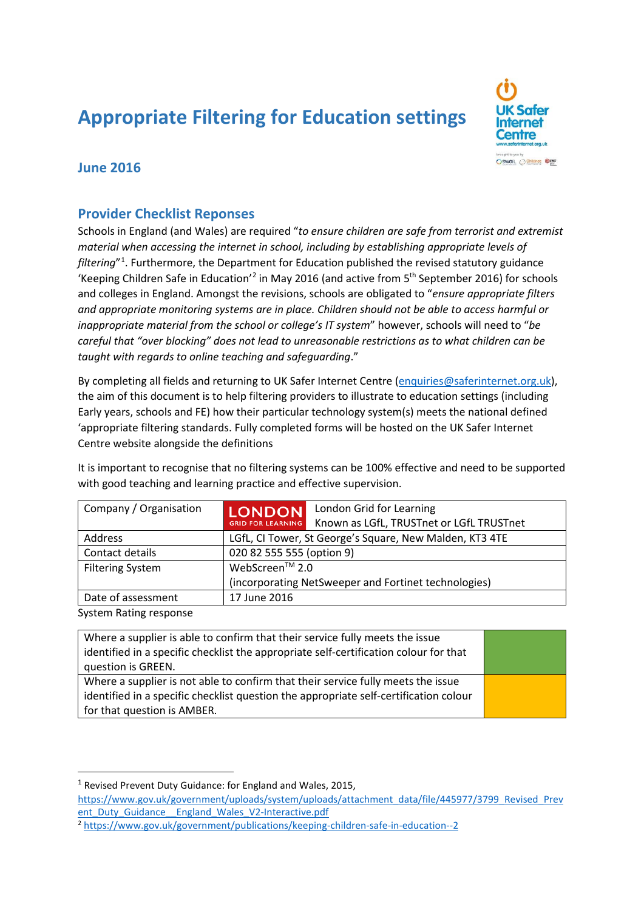# Appropriate Filtering for Education settings

## June 2016

## Provider Checklist Reponses

Schools in England (and Wales) are required "*to ensure children are safe from terrorist and extremist material when accessing the internet in school, including by establishing appropriate levels of filtering*"[1]. Furthermore, the Department for Education published the revised statutory guidance 'Keeping Children Safe in Education'[2] in May 2016 (and active from 5th September 2016) for schools and colleges in England. Amongst the revisions, schools are obligated to "*ensure appropriate filters and appropriate monitoring systems are in place. Children should not be able to access harmful or inappropriate material from the school or college's IT system*" however, schools will need to "*be careful that "over blocking" does not lead to unreasonable restrictions as to what children can be taught with regards to online teaching and safeguarding*."

By completing all fields and returning to UK Safer Internet Centre (enquiries@saferinternet.org.uk), the aim of this document is to help filtering providers to illustrate to education settings (including Early years, schools and FE) how their particular technology system(s) meets the national defined 'appropriate filtering standards. Fully completed forms will be hosted on the UK Safer Internet Centre website alongside the definitions

It is important to recognise that no filtering systems can be 100% effective and need to be supported with good teaching and learning practice and effective supervision.

| Company / Organisation | LONDON GRID FOR LEARNING — London Grid for Learning<br>Known as LGfL, TRUSTnet or LGfL TRUSTnet |
|---|---|
| Address | LGfL, CI Tower, St George's Square, New Malden, KT3 4TE |
| Contact details | 020 82 555 555 (option 9) |
| Filtering System | WebScreen™ 2.0<br>(incorporating NetSweeper and Fortinet technologies) |
| Date of assessment | 17 June 2016 |

System Rating response

| Description | Colour |
|---|---|
| Where a supplier is able to confirm that their service fully meets the issue identified in a specific checklist the appropriate self-certification colour for that question is GREEN. | GREEN |
| Where a supplier is not able to confirm that their service fully meets the issue identified in a specific checklist question the appropriate self-certification colour for that question is AMBER. | AMBER |

[1] Revised Prevent Duty Guidance: for England and Wales, 2015, https://www.gov.uk/government/uploads/system/uploads/attachment_data/file/445977/3799_Revised_Prevent_Duty_Guidance__England_Wales_V2-Interactive.pdf

[2] https://www.gov.uk/government/publications/keeping-children-safe-in-education--2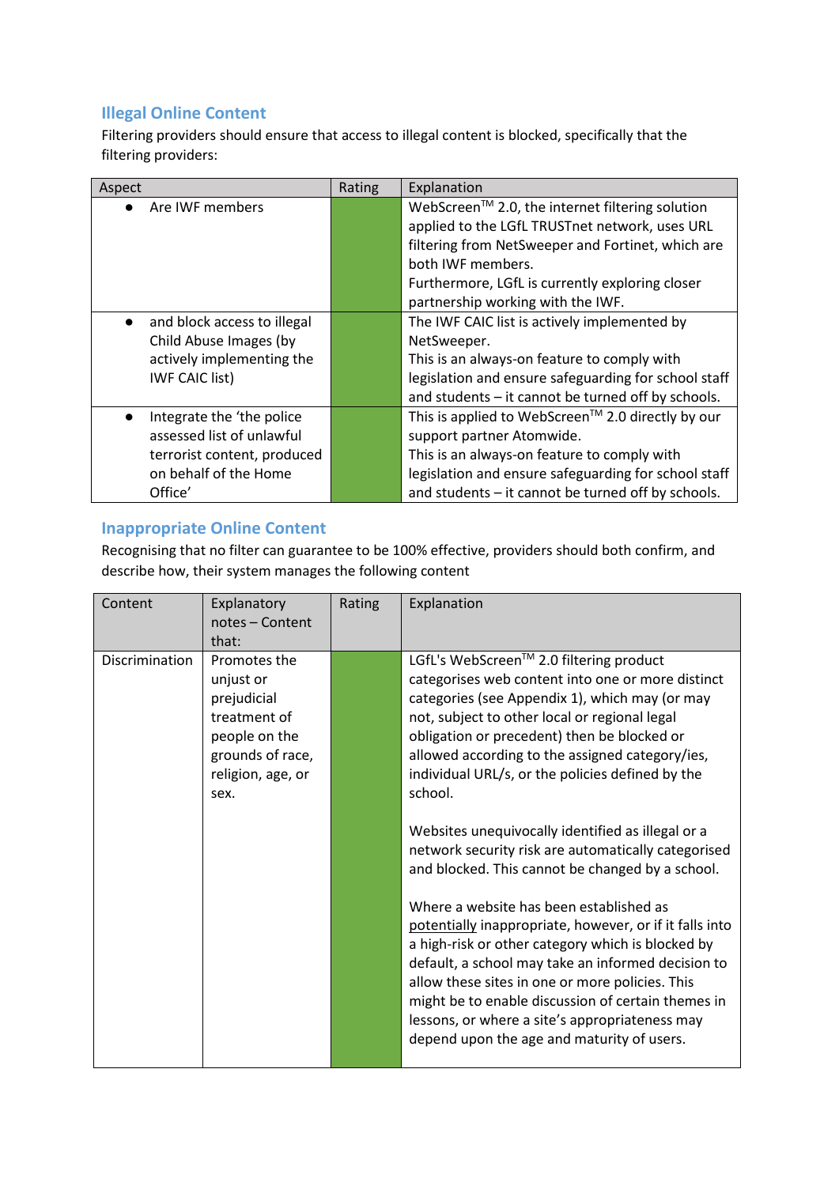## Illegal Online Content

Filtering providers should ensure that access to illegal content is blocked, specifically that the filtering providers:

| Aspect | Rating | Explanation |
|---|---|---|
| • Are IWF members | | WebScreen™ 2.0, the internet filtering solution applied to the LGfL TRUSTnet network, uses URL filtering from NetSweeper and Fortinet, which are both IWF members. Furthermore, LGfL is currently exploring closer partnership working with the IWF. |
| • and block access to illegal Child Abuse Images (by actively implementing the IWF CAIC list) | | The IWF CAIC list is actively implemented by NetSweeper. This is an always-on feature to comply with legislation and ensure safeguarding for school staff and students – it cannot be turned off by schools. |
| • Integrate the 'the police assessed list of unlawful terrorist content, produced on behalf of the Home Office' | | This is applied to WebScreen™ 2.0 directly by our support partner Atomwide. This is an always-on feature to comply with legislation and ensure safeguarding for school staff and students – it cannot be turned off by schools. |

## Inappropriate Online Content

Recognising that no filter can guarantee to be 100% effective, providers should both confirm, and describe how, their system manages the following content

| Content | Explanatory notes – Content that: | Rating | Explanation |
|---|---|---|---|
| Discrimination | Promotes the unjust or prejudicial treatment of people on the grounds of race, religion, age, or sex. | | LGfL's WebScreen™ 2.0 filtering product categorises web content into one or more distinct categories (see Appendix 1), which may (or may not, subject to other local or regional legal obligation or precedent) then be blocked or allowed according to the assigned category/ies, individual URL/s, or the policies defined by the school.<br><br>Websites unequivocally identified as illegal or a network security risk are automatically categorised and blocked. This cannot be changed by a school.<br><br>Where a website has been established as potentially inappropriate, however, or if it falls into a high-risk or other category which is blocked by default, a school may take an informed decision to allow these sites in one or more policies. This might be to enable discussion of certain themes in lessons, or where a site's appropriateness may depend upon the age and maturity of users. |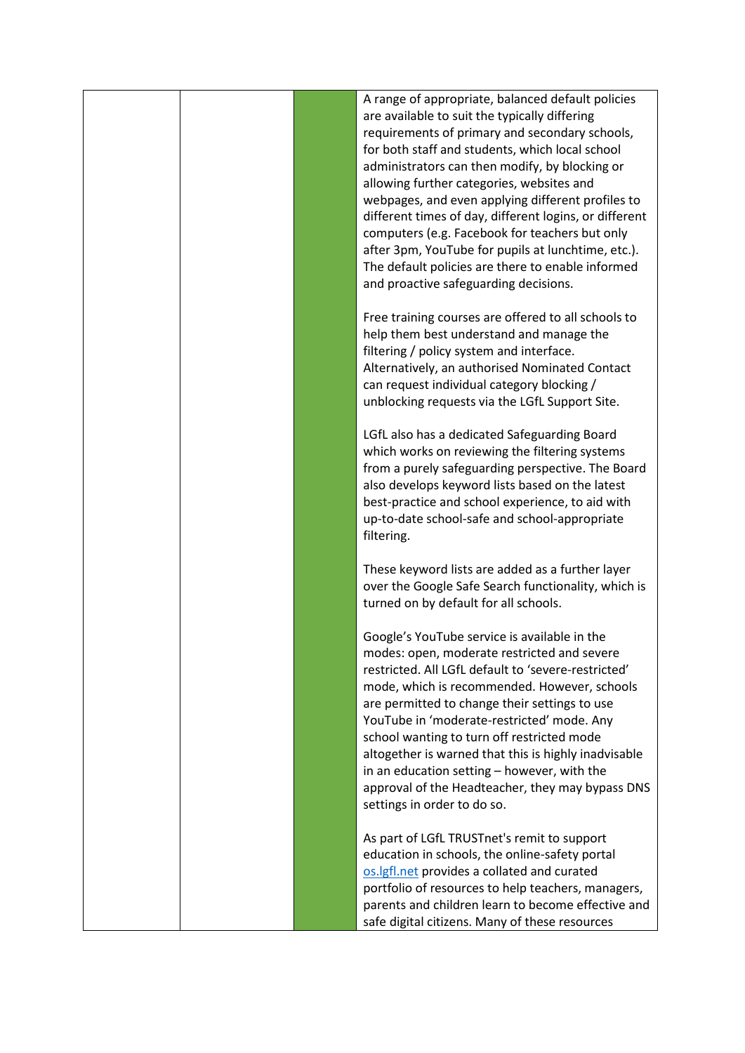| | | | |
|---|---|---|---|
| | | | A range of appropriate, balanced default policies are available to suit the typically differing requirements of primary and secondary schools, for both staff and students, which local school administrators can then modify, by blocking or allowing further categories, websites and webpages, and even applying different profiles to different times of day, different logins, or different computers (e.g. Facebook for teachers but only after 3pm, YouTube for pupils at lunchtime, etc.). The default policies are there to enable informed and proactive safeguarding decisions.<br><br>Free training courses are offered to all schools to help them best understand and manage the filtering / policy system and interface. Alternatively, an authorised Nominated Contact can request individual category blocking / unblocking requests via the LGfL Support Site.<br><br>LGfL also has a dedicated Safeguarding Board which works on reviewing the filtering systems from a purely safeguarding perspective. The Board also develops keyword lists based on the latest best-practice and school experience, to aid with up-to-date school-safe and school-appropriate filtering.<br><br>These keyword lists are added as a further layer over the Google Safe Search functionality, which is turned on by default for all schools.<br><br>Google's YouTube service is available in the modes: open, moderate restricted and severe restricted. All LGfL default to 'severe-restricted' mode, which is recommended. However, schools are permitted to change their settings to use YouTube in 'moderate-restricted' mode. Any school wanting to turn off restricted mode altogether is warned that this is highly inadvisable in an education setting – however, with the approval of the Headteacher, they may bypass DNS settings in order to do so.<br><br>As part of LGfL TRUSTnet's remit to support education in schools, the online-safety portal [os.lgfl.net](os.lgfl.net) provides a collated and curated portfolio of resources to help teachers, managers, parents and children learn to become effective and safe digital citizens. Many of these resources |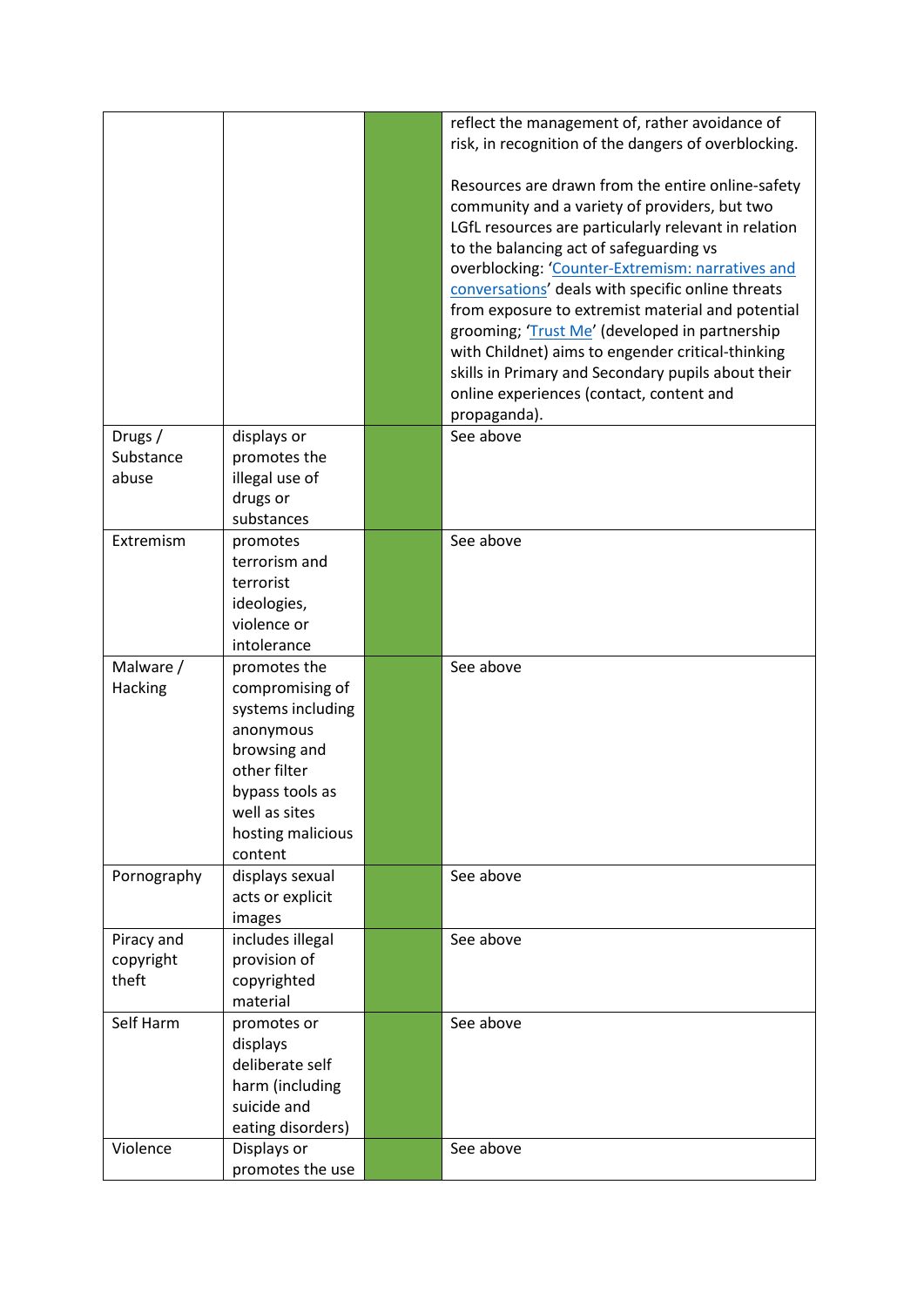| | | | |
|---|---|---|---|
| | | | reflect the management of, rather avoidance of risk, in recognition of the dangers of overblocking.<br><br>Resources are drawn from the entire online-safety community and a variety of providers, but two LGfL resources are particularly relevant in relation to the balancing act of safeguarding vs overblocking: '[Counter-Extremism: narratives and conversations]()' deals with specific online threats from exposure to extremist material and potential grooming; '[Trust Me]()' (developed in partnership with Childnet) aims to engender critical-thinking skills in Primary and Secondary pupils about their online experiences (contact, content and propaganda). |
| Drugs / Substance abuse | displays or promotes the illegal use of drugs or substances | | See above |
| Extremism | promotes terrorism and terrorist ideologies, violence or intolerance | | See above |
| Malware / Hacking | promotes the compromising of systems including anonymous browsing and other filter bypass tools as well as sites hosting malicious content | | See above |
| Pornography | displays sexual acts or explicit images | | See above |
| Piracy and copyright theft | includes illegal provision of copyrighted material | | See above |
| Self Harm | promotes or displays deliberate self harm (including suicide and eating disorders) | | See above |
| Violence | Displays or promotes the use | | See above |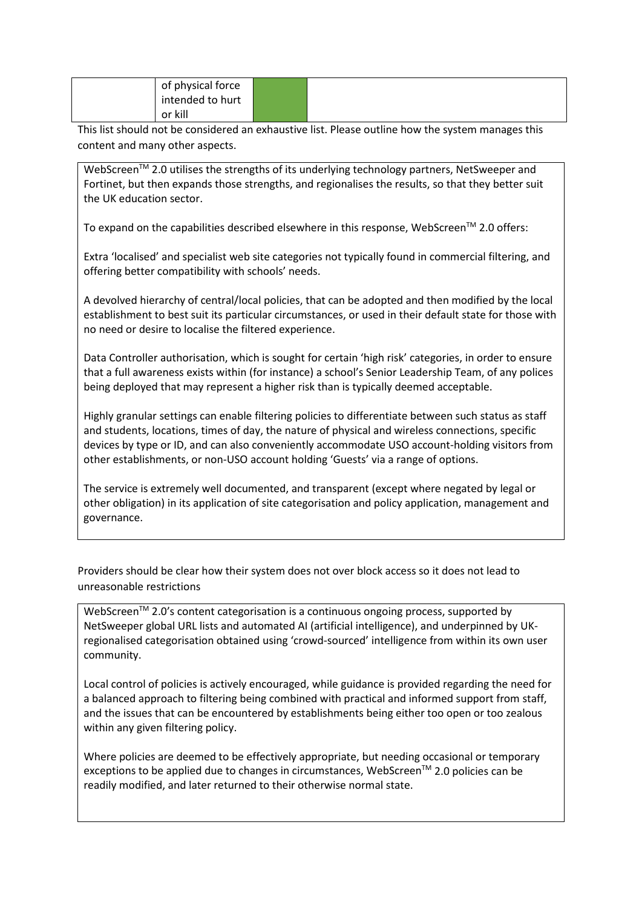| | of physical force intended to hurt or kill | | |
|---|---|---|---|

This list should not be considered an exhaustive list. Please outline how the system manages this content and many other aspects.

> WebScreen™ 2.0 utilises the strengths of its underlying technology partners, NetSweeper and Fortinet, but then expands those strengths, and regionalises the results, so that they better suit the UK education sector.
>
> To expand on the capabilities described elsewhere in this response, WebScreen™ 2.0 offers:
>
> Extra 'localised' and specialist web site categories not typically found in commercial filtering, and offering better compatibility with schools' needs.
>
> A devolved hierarchy of central/local policies, that can be adopted and then modified by the local establishment to best suit its particular circumstances, or used in their default state for those with no need or desire to localise the filtered experience.
>
> Data Controller authorisation, which is sought for certain 'high risk' categories, in order to ensure that a full awareness exists within (for instance) a school's Senior Leadership Team, of any polices being deployed that may represent a higher risk than is typically deemed acceptable.
>
> Highly granular settings can enable filtering policies to differentiate between such status as staff and students, locations, times of day, the nature of physical and wireless connections, specific devices by type or ID, and can also conveniently accommodate USO account-holding visitors from other establishments, or non-USO account holding 'Guests' via a range of options.
>
> The service is extremely well documented, and transparent (except where negated by legal or other obligation) in its application of site categorisation and policy application, management and governance.

Providers should be clear how their system does not over block access so it does not lead to unreasonable restrictions

> WebScreen™ 2.0's content categorisation is a continuous ongoing process, supported by NetSweeper global URL lists and automated AI (artificial intelligence), and underpinned by UK-regionalised categorisation obtained using 'crowd-sourced' intelligence from within its own user community.
>
> Local control of policies is actively encouraged, while guidance is provided regarding the need for a balanced approach to filtering being combined with practical and informed support from staff, and the issues that can be encountered by establishments being either too open or too zealous within any given filtering policy.
>
> Where policies are deemed to be effectively appropriate, but needing occasional or temporary exceptions to be applied due to changes in circumstances, WebScreen™ 2.0 policies can be readily modified, and later returned to their otherwise normal state.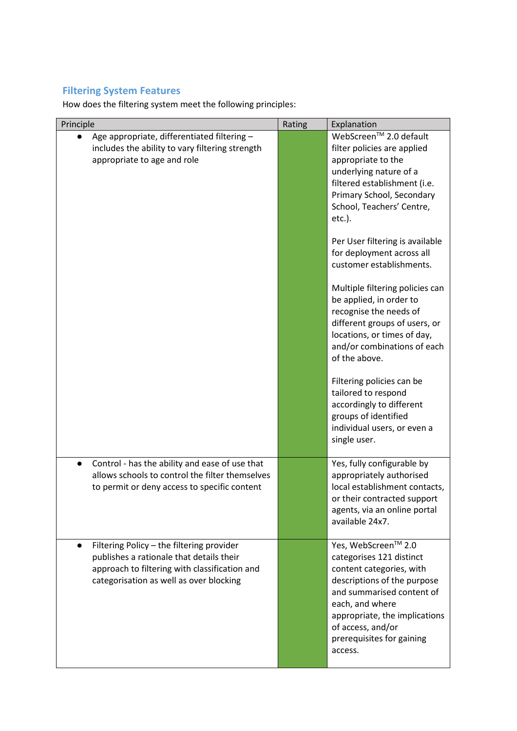## Filtering System Features

How does the filtering system meet the following principles:

| Principle | Rating | Explanation |
|---|---|---|
| • Age appropriate, differentiated filtering – includes the ability to vary filtering strength appropriate to age and role | | WebScreen™ 2.0 default filter policies are applied appropriate to the underlying nature of a filtered establishment (i.e. Primary School, Secondary School, Teachers' Centre, etc.).<br><br>Per User filtering is available for deployment across all customer establishments.<br><br>Multiple filtering policies can be applied, in order to recognise the needs of different groups of users, or locations, or times of day, and/or combinations of each of the above.<br><br>Filtering policies can be tailored to respond accordingly to different groups of identified individual users, or even a single user. |
| • Control - has the ability and ease of use that allows schools to control the filter themselves to permit or deny access to specific content | | Yes, fully configurable by appropriately authorised local establishment contacts, or their contracted support agents, via an online portal available 24x7. |
| • Filtering Policy – the filtering provider publishes a rationale that details their approach to filtering with classification and categorisation as well as over blocking | | Yes, WebScreen™ 2.0 categorises 121 distinct content categories, with descriptions of the purpose and summarised content of each, and where appropriate, the implications of access, and/or prerequisites for gaining access. |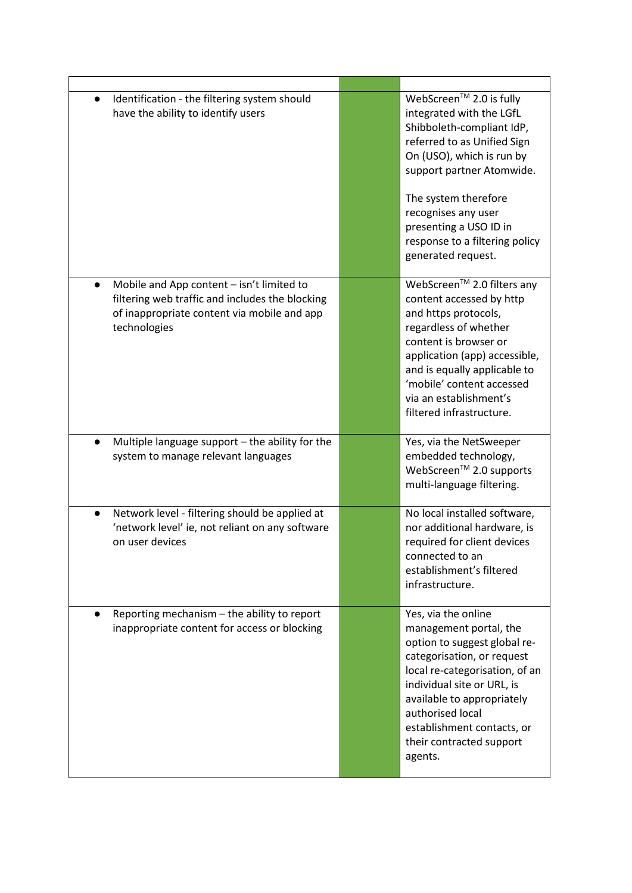| | | |
|---|---|---|
| • Identification - the filtering system should have the ability to identify users | | WebScreen™ 2.0 is fully integrated with the LGfL Shibboleth-compliant IdP, referred to as Unified Sign On (USO), which is run by support partner Atomwide.<br><br>The system therefore recognises any user presenting a USO ID in response to a filtering policy generated request. |
| • Mobile and App content – isn't limited to filtering web traffic and includes the blocking of inappropriate content via mobile and app technologies | | WebScreen™ 2.0 filters any content accessed by http and https protocols, regardless of whether content is browser or application (app) accessible, and is equally applicable to 'mobile' content accessed via an establishment's filtered infrastructure. |
| • Multiple language support – the ability for the system to manage relevant languages | | Yes, via the NetSweeper embedded technology, WebScreen™ 2.0 supports multi-language filtering. |
| • Network level - filtering should be applied at 'network level' ie, not reliant on any software on user devices | | No local installed software, nor additional hardware, is required for client devices connected to an establishment's filtered infrastructure. |
| • Reporting mechanism – the ability to report inappropriate content for access or blocking | | Yes, via the online management portal, the option to suggest global re-categorisation, or request local re-categorisation, of an individual site or URL, is available to appropriately authorised local establishment contacts, or their contracted support agents. |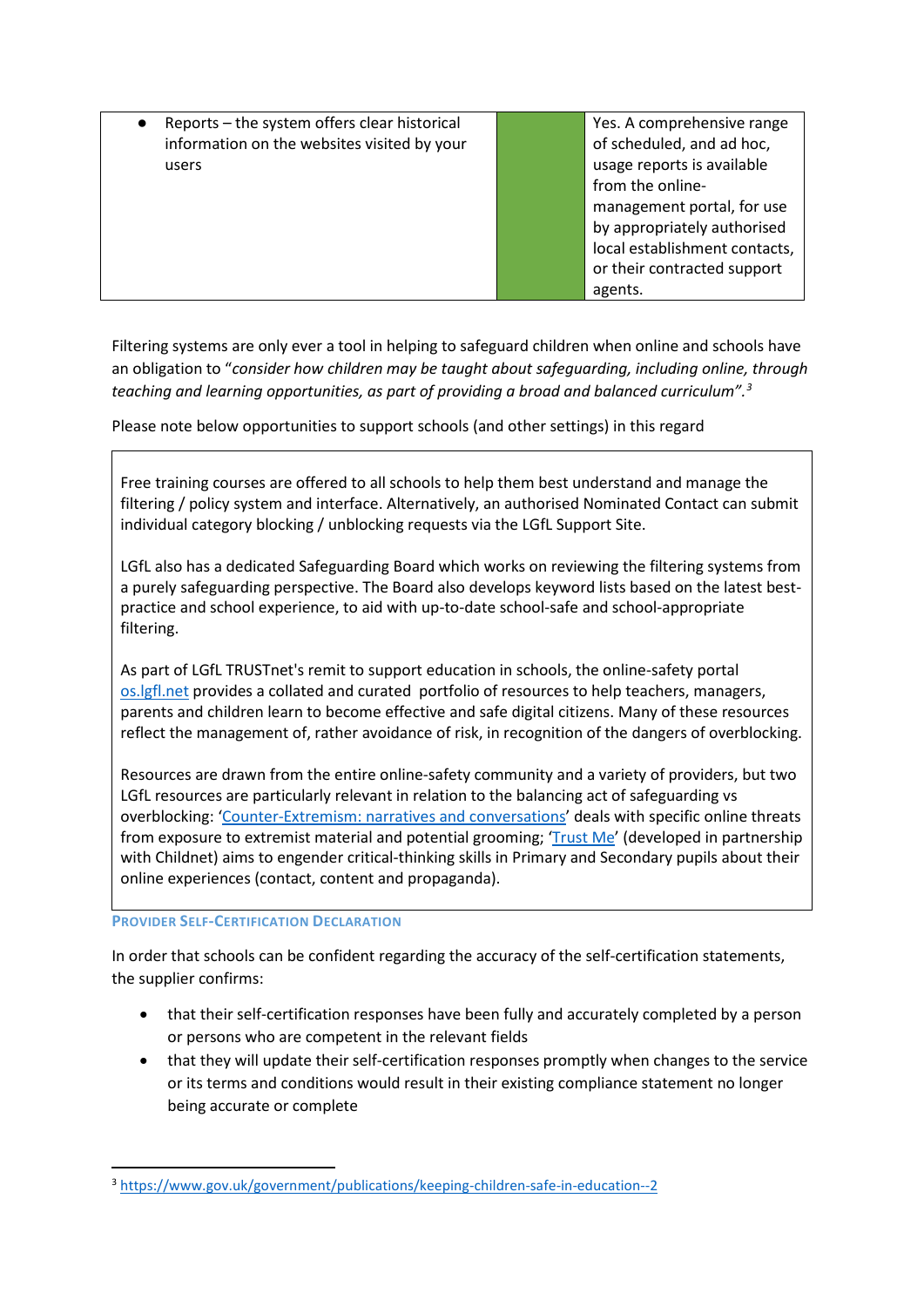| | | |
|---|---|---|
| • Reports – the system offers clear historical information on the websites visited by your users | | Yes. A comprehensive range of scheduled, and ad hoc, usage reports is available from the online-management portal, for use by appropriately authorised local establishment contacts, or their contracted support agents. |

Filtering systems are only ever a tool in helping to safeguard children when online and schools have an obligation to "*consider how children may be taught about safeguarding, including online, through teaching and learning opportunities, as part of providing a broad and balanced curriculum".*[3]

Please note below opportunities to support schools (and other settings) in this regard

Free training courses are offered to all schools to help them best understand and manage the filtering / policy system and interface. Alternatively, an authorised Nominated Contact can submit individual category blocking / unblocking requests via the LGfL Support Site.

LGfL also has a dedicated Safeguarding Board which works on reviewing the filtering systems from a purely safeguarding perspective. The Board also develops keyword lists based on the latest best-practice and school experience, to aid with up-to-date school-safe and school-appropriate filtering.

As part of LGfL TRUSTnet's remit to support education in schools, the online-safety portal os.lgfl.net provides a collated and curated portfolio of resources to help teachers, managers, parents and children learn to become effective and safe digital citizens. Many of these resources reflect the management of, rather avoidance of risk, in recognition of the dangers of overblocking.

Resources are drawn from the entire online-safety community and a variety of providers, but two LGfL resources are particularly relevant in relation to the balancing act of safeguarding vs overblocking: 'Counter-Extremism: narratives and conversations' deals with specific online threats from exposure to extremist material and potential grooming; 'Trust Me' (developed in partnership with Childnet) aims to engender critical-thinking skills in Primary and Secondary pupils about their online experiences (contact, content and propaganda).

### Provider Self-Certification Declaration

In order that schools can be confident regarding the accuracy of the self-certification statements, the supplier confirms:

- that their self-certification responses have been fully and accurately completed by a person or persons who are competent in the relevant fields
- that they will update their self-certification responses promptly when changes to the service or its terms and conditions would result in their existing compliance statement no longer being accurate or complete

[3] https://www.gov.uk/government/publications/keeping-children-safe-in-education--2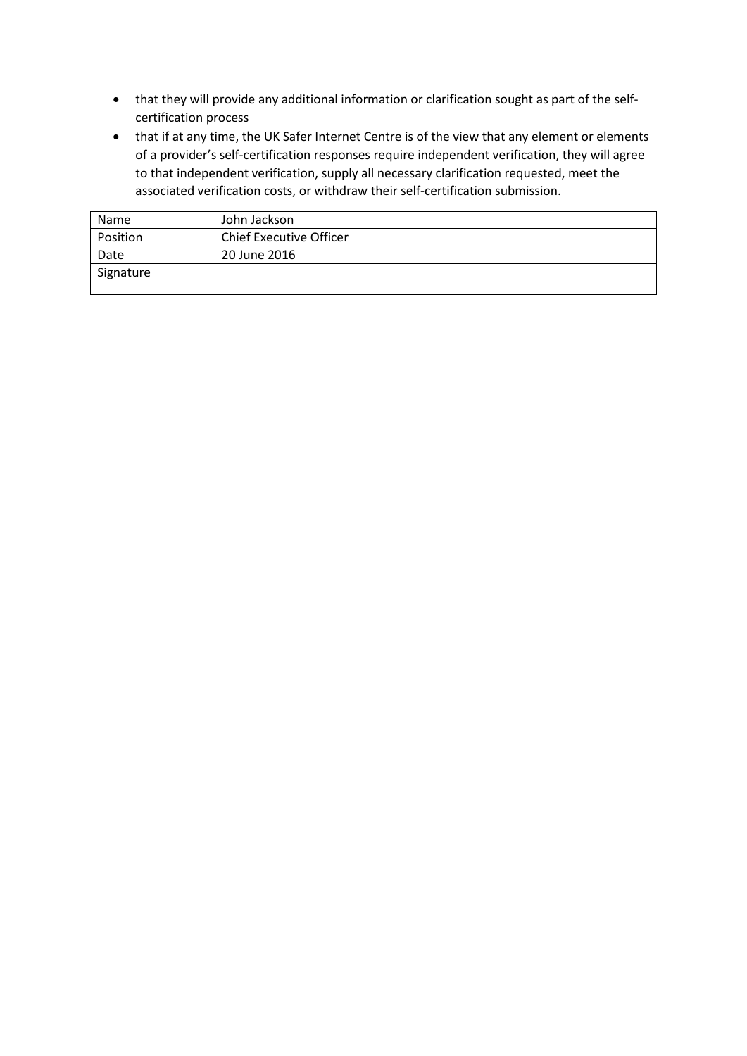- that they will provide any additional information or clarification sought as part of the self-certification process
- that if at any time, the UK Safer Internet Centre is of the view that any element or elements of a provider's self-certification responses require independent verification, they will agree to that independent verification, supply all necessary clarification requested, meet the associated verification costs, or withdraw their self-certification submission.

| Name | John Jackson |
|---|---|
| Position | Chief Executive Officer |
| Date | 20 June 2016 |
| Signature | |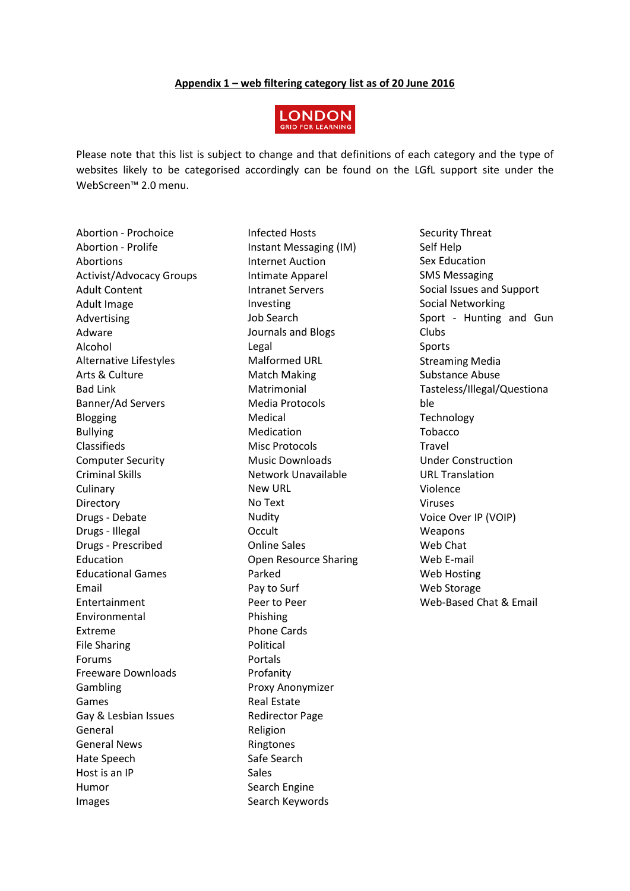**Appendix 1 – web filtering category list as of 20 June 2016**

LONDON
GRID FOR LEARNING

Please note that this list is subject to change and that definitions of each category and the type of websites likely to be categorised accordingly can be found on the LGfL support site under the WebScreen™ 2.0 menu.

- Abortion - Prochoice
- Abortion - Prolife
- Abortions
- Activist/Advocacy Groups
- Adult Content
- Adult Image
- Advertising
- Adware
- Alcohol
- Alternative Lifestyles
- Arts & Culture
- Bad Link
- Banner/Ad Servers
- Blogging
- Bullying
- Classifieds
- Computer Security
- Criminal Skills
- Culinary
- Directory
- Drugs - Debate
- Drugs - Illegal
- Drugs - Prescribed
- Education
- Educational Games
- Email
- Entertainment
- Environmental
- Extreme
- File Sharing
- Forums
- Freeware Downloads
- Gambling
- Games
- Gay & Lesbian Issues
- General
- General News
- Hate Speech
- Host is an IP
- Humor
- Images
- Infected Hosts
- Instant Messaging (IM)
- Internet Auction
- Intimate Apparel
- Intranet Servers
- Investing
- Job Search
- Journals and Blogs
- Legal
- Malformed URL
- Match Making
- Matrimonial
- Media Protocols
- Medical
- Medication
- Misc Protocols
- Music Downloads
- Network Unavailable
- New URL
- No Text
- Nudity
- Occult
- Online Sales
- Open Resource Sharing
- Parked
- Pay to Surf
- Peer to Peer
- Phishing
- Phone Cards
- Political
- Portals
- Profanity
- Proxy Anonymizer
- Real Estate
- Redirector Page
- Religion
- Ringtones
- Safe Search
- Sales
- Search Engine
- Search Keywords
- Security Threat
- Self Help
- Sex Education
- SMS Messaging
- Social Issues and Support
- Social Networking
- Sport - Hunting and Gun Clubs
- Sports
- Streaming Media
- Substance Abuse
- Tasteless/Illegal/Questionable
- Technology
- Tobacco
- Travel
- Under Construction
- URL Translation
- Violence
- Viruses
- Voice Over IP (VOIP)
- Weapons
- Web Chat
- Web E-mail
- Web Hosting
- Web Storage
- Web-Based Chat & Email